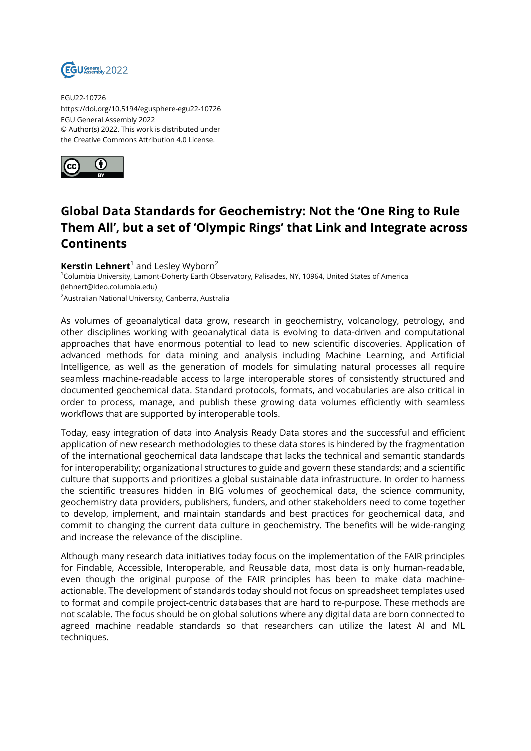EGU22-10726
https://doi.org/10.5194/egusphere-egu22-10726
EGU General Assembly 2022
© Author(s) 2022. This work is distributed under
the Creative Commons Attribution 4.0 License.

# Global Data Standards for Geochemistry: Not the 'One Ring to Rule Them All', but a set of 'Olympic Rings' that Link and Integrate across Continents

**Kerstin Lehnert**[1] and Lesley Wyborn[2]

[1]Columbia University, Lamont-Doherty Earth Observatory, Palisades, NY, 10964, United States of America (lehnert@ldeo.columbia.edu)
[2]Australian National University, Canberra, Australia

As volumes of geoanalytical data grow, research in geochemistry, volcanology, petrology, and other disciplines working with geoanalytical data is evolving to data-driven and computational approaches that have enormous potential to lead to new scientific discoveries. Application of advanced methods for data mining and analysis including Machine Learning, and Artificial Intelligence, as well as the generation of models for simulating natural processes all require seamless machine-readable access to large interoperable stores of consistently structured and documented geochemical data. Standard protocols, formats, and vocabularies are also critical in order to process, manage, and publish these growing data volumes efficiently with seamless workflows that are supported by interoperable tools.

Today, easy integration of data into Analysis Ready Data stores and the successful and efficient application of new research methodologies to these data stores is hindered by the fragmentation of the international geochemical data landscape that lacks the technical and semantic standards for interoperability; organizational structures to guide and govern these standards; and a scientific culture that supports and prioritizes a global sustainable data infrastructure. In order to harness the scientific treasures hidden in BIG volumes of geochemical data, the science community, geochemistry data providers, publishers, funders, and other stakeholders need to come together to develop, implement, and maintain standards and best practices for geochemical data, and commit to changing the current data culture in geochemistry. The benefits will be wide-ranging and increase the relevance of the discipline.

Although many research data initiatives today focus on the implementation of the FAIR principles for Findable, Accessible, Interoperable, and Reusable data, most data is only human-readable, even though the original purpose of the FAIR principles has been to make data machine-actionable. The development of standards today should not focus on spreadsheet templates used to format and compile project-centric databases that are hard to re-purpose. These methods are not scalable. The focus should be on global solutions where any digital data are born connected to agreed machine readable standards so that researchers can utilize the latest AI and ML techniques.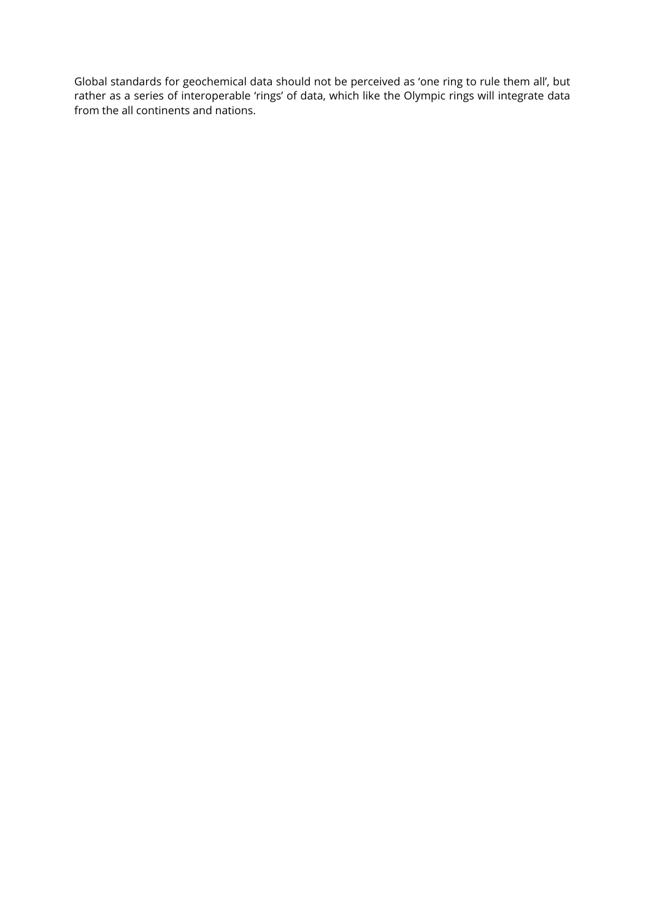Global standards for geochemical data should not be perceived as 'one ring to rule them all', but rather as a series of interoperable 'rings' of data, which like the Olympic rings will integrate data from the all continents and nations.